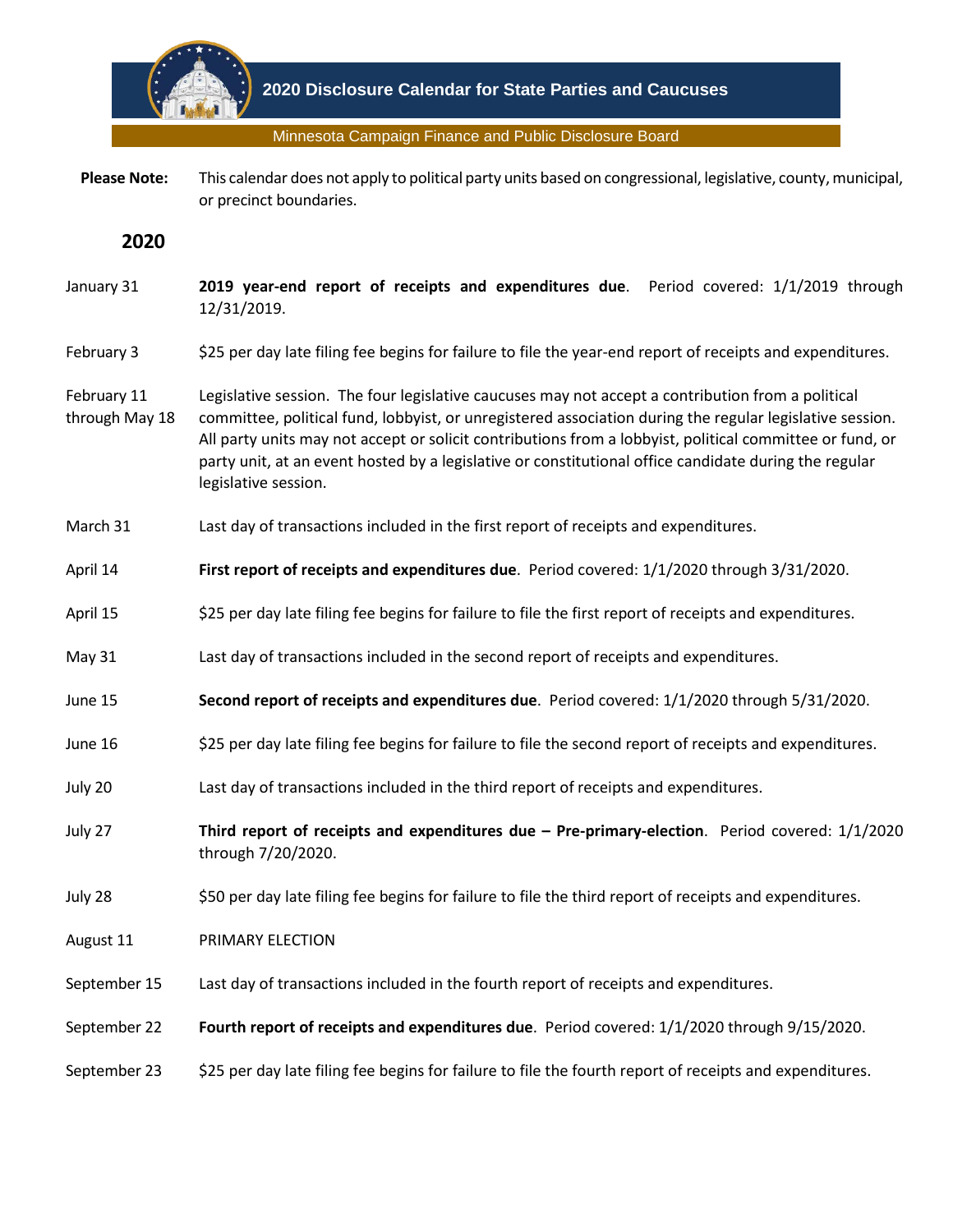# 2020 Disclosure Calendar for State Parties and Caucuses

Minnesota Campaign Finance and Public Disclosure Board

**Please Note:** This calendar does not apply to political party units based on congressional, legislative, county, municipal, or precinct boundaries.

## 2020

| Date | Event |
|---|---|
| January 31 | **2019 year-end report of receipts and expenditures due**. Period covered: 1/1/2019 through 12/31/2019. |
| February 3 | $25 per day late filing fee begins for failure to file the year-end report of receipts and expenditures. |
| February 11 through May 18 | Legislative session. The four legislative caucuses may not accept a contribution from a political committee, political fund, lobbyist, or unregistered association during the regular legislative session. All party units may not accept or solicit contributions from a lobbyist, political committee or fund, or party unit, at an event hosted by a legislative or constitutional office candidate during the regular legislative session. |
| March 31 | Last day of transactions included in the first report of receipts and expenditures. |
| April 14 | **First report of receipts and expenditures due**. Period covered: 1/1/2020 through 3/31/2020. |
| April 15 | $25 per day late filing fee begins for failure to file the first report of receipts and expenditures. |
| May 31 | Last day of transactions included in the second report of receipts and expenditures. |
| June 15 | **Second report of receipts and expenditures due**. Period covered: 1/1/2020 through 5/31/2020. |
| June 16 | $25 per day late filing fee begins for failure to file the second report of receipts and expenditures. |
| July 20 | Last day of transactions included in the third report of receipts and expenditures. |
| July 27 | **Third report of receipts and expenditures due – Pre-primary-election**. Period covered: 1/1/2020 through 7/20/2020. |
| July 28 | $50 per day late filing fee begins for failure to file the third report of receipts and expenditures. |
| August 11 | PRIMARY ELECTION |
| September 15 | Last day of transactions included in the fourth report of receipts and expenditures. |
| September 22 | **Fourth report of receipts and expenditures due**. Period covered: 1/1/2020 through 9/15/2020. |
| September 23 | $25 per day late filing fee begins for failure to file the fourth report of receipts and expenditures. |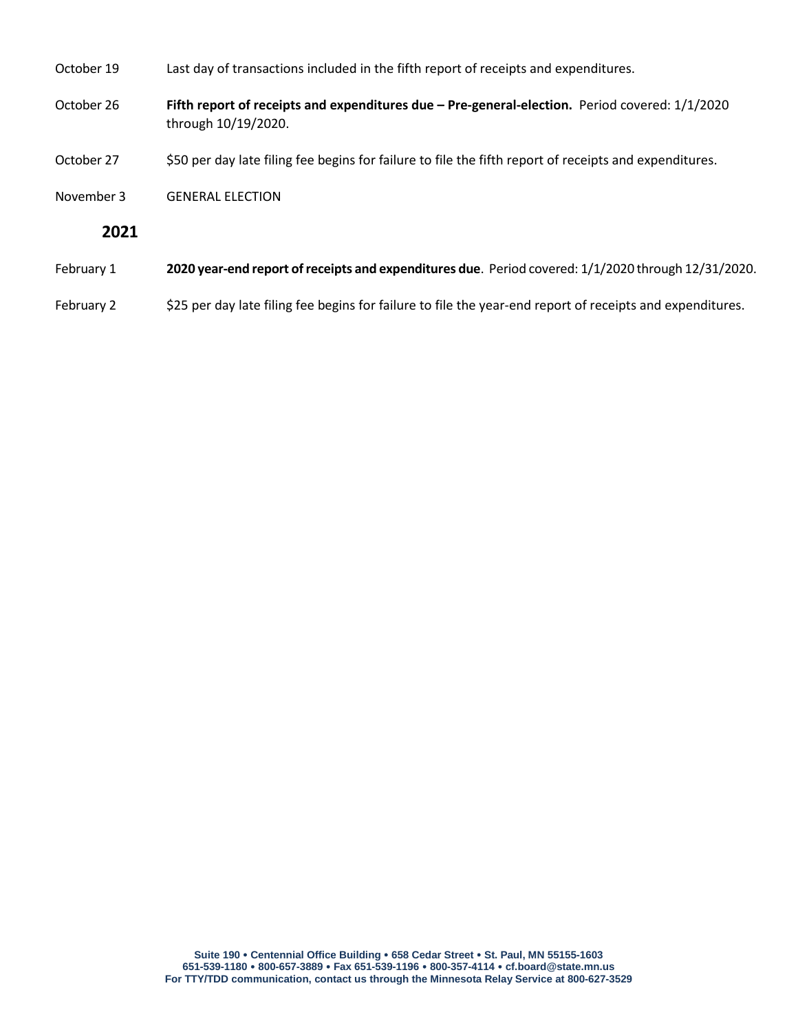October 19 Last day of transactions included in the fifth report of receipts and expenditures.

October 26 **Fifth report of receipts and expenditures due – Pre-general-election.** Period covered: 1/1/2020 through 10/19/2020.

October 27 $50 per day late filing fee begins for failure to file the fifth report of receipts and expenditures.

November 3 GENERAL ELECTION

## 2021

February 1 **2020 year-end report of receipts and expenditures due**. Period covered: 1/1/2020 through 12/31/2020.

February 2 $25 per day late filing fee begins for failure to file the year-end report of receipts and expenditures.

**Suite 190 • Centennial Office Building • 658 Cedar Street • St. Paul, MN 55155-1603**
**651-539-1180 • 800-657-3889 • Fax 651-539-1196 • 800-357-4114 • cf.board@state.mn.us**
**For TTY/TDD communication, contact us through the Minnesota Relay Service at 800-627-3529**